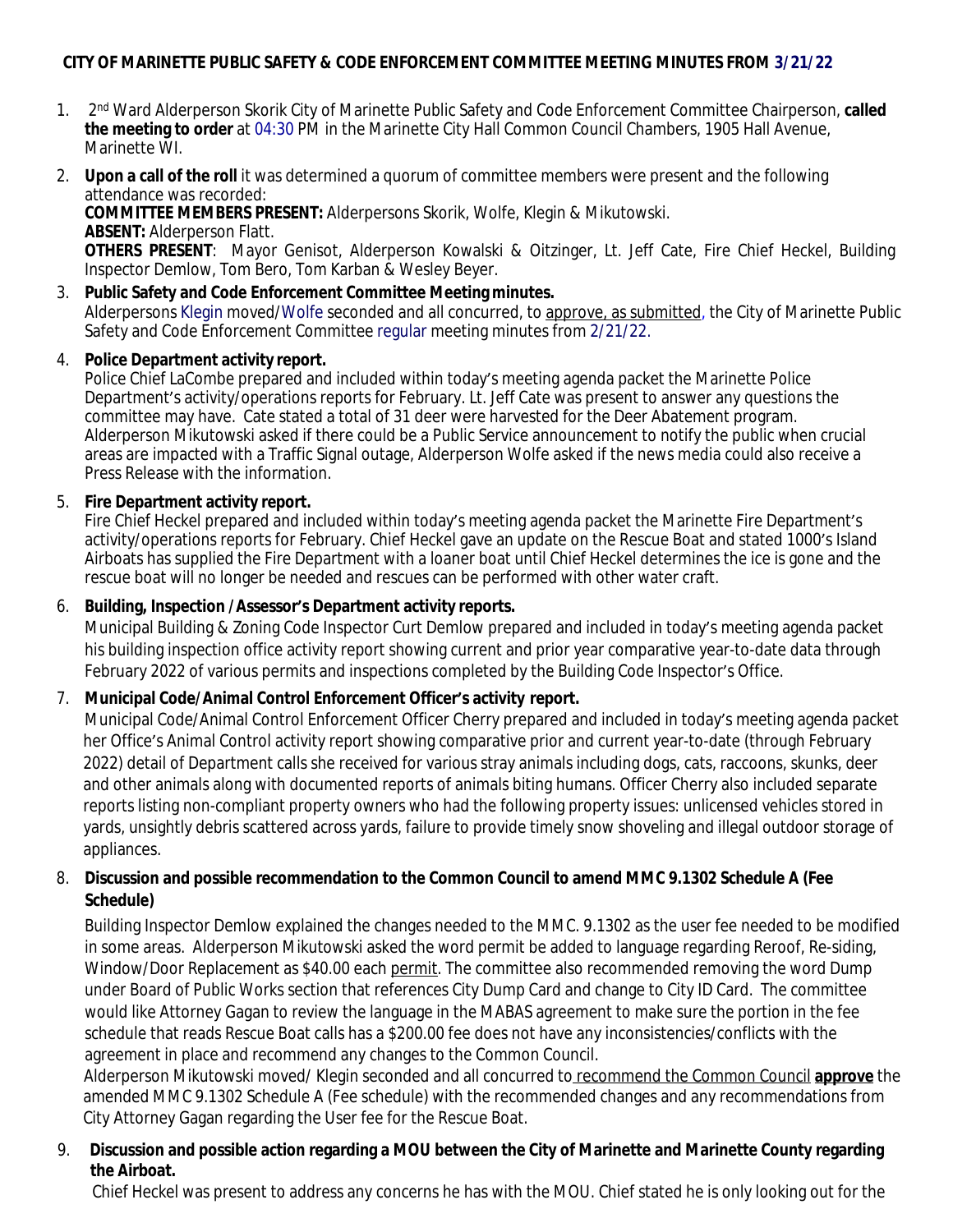**CITY OF MARINETTE PUBLIC SAFETY & CODE ENFORCEMENT COMMITTEE MEETING MINUTES FROM 3/21/22**

1. 2nd Ward Alderperson Skorik City of Marinette Public Safety and Code Enforcement Committee Chairperson, **called the meeting to order** at 04:30 PM in the Marinette City Hall Common Council Chambers, 1905 Hall Avenue, Marinette WI.

2. **Upon a call of the roll** it was determined a quorum of committee members were present and the following attendance was recorded:
   **COMMITTEE MEMBERS PRESENT:** Alderpersons Skorik, Wolfe, Klegin & Mikutowski.
   **ABSENT:** Alderperson Flatt.
   **OTHERS PRESENT**: Mayor Genisot, Alderperson Kowalski & Oitzinger, Lt. Jeff Cate, Fire Chief Heckel, Building Inspector Demlow, Tom Bero, Tom Karban & Wesley Beyer.

3. **Public Safety and Code Enforcement Committee Meeting minutes.**
   Alderpersons Klegin moved/Wolfe seconded and all concurred, to approve, as submitted, the City of Marinette Public Safety and Code Enforcement Committee regular meeting minutes from 2/21/22.

4. **Police Department activity report.**
   Police Chief LaCombe prepared and included within today's meeting agenda packet the Marinette Police Department's activity/operations reports for February. Lt. Jeff Cate was present to answer any questions the committee may have. Cate stated a total of 31 deer were harvested for the Deer Abatement program. Alderperson Mikutowski asked if there could be a Public Service announcement to notify the public when crucial areas are impacted with a Traffic Signal outage, Alderperson Wolfe asked if the news media could also receive a Press Release with the information.

5. **Fire Department activity report.**
   Fire Chief Heckel prepared and included within today's meeting agenda packet the Marinette Fire Department's activity/operations reports for February. Chief Heckel gave an update on the Rescue Boat and stated 1000's Island Airboats has supplied the Fire Department with a loaner boat until Chief Heckel determines the ice is gone and the rescue boat will no longer be needed and rescues can be performed with other water craft.

6. **Building, Inspection /Assessor's Department activity reports.**
   Municipal Building & Zoning Code Inspector Curt Demlow prepared and included in today's meeting agenda packet his building inspection office activity report showing current and prior year comparative year-to-date data through February 2022 of various permits and inspections completed by the Building Code Inspector's Office.

7. **Municipal Code/Animal Control Enforcement Officer's activity report.**
   Municipal Code/Animal Control Enforcement Officer Cherry prepared and included in today's meeting agenda packet her Office's Animal Control activity report showing comparative prior and current year-to-date (through February 2022) detail of Department calls she received for various stray animals including dogs, cats, raccoons, skunks, deer and other animals along with documented reports of animals biting humans. Officer Cherry also included separate reports listing non-compliant property owners who had the following property issues: unlicensed vehicles stored in yards, unsightly debris scattered across yards, failure to provide timely snow shoveling and illegal outdoor storage of appliances.

8. **Discussion and possible recommendation to the Common Council to amend MMC 9.1302 Schedule A (Fee Schedule)**
   Building Inspector Demlow explained the changes needed to the MMC. 9.1302 as the user fee needed to be modified in some areas. Alderperson Mikutowski asked the word permit be added to language regarding Reroof, Re-siding, Window/Door Replacement as $40.00 each permit. The committee also recommended removing the word Dump under Board of Public Works section that references City Dump Card and change to City ID Card. The committee would like Attorney Gagan to review the language in the MABAS agreement to make sure the portion in the fee schedule that reads Rescue Boat calls has a $200.00 fee does not have any inconsistencies/conflicts with the agreement in place and recommend any changes to the Common Council.
   Alderperson Mikutowski moved/ Klegin seconded and all concurred to recommend the Common Council **approve** the amended MMC 9.1302 Schedule A (Fee schedule) with the recommended changes and any recommendations from City Attorney Gagan regarding the User fee for the Rescue Boat.

9. **Discussion and possible action regarding a MOU between the City of Marinette and Marinette County regarding the Airboat.**
   Chief Heckel was present to address any concerns he has with the MOU. Chief stated he is only looking out for the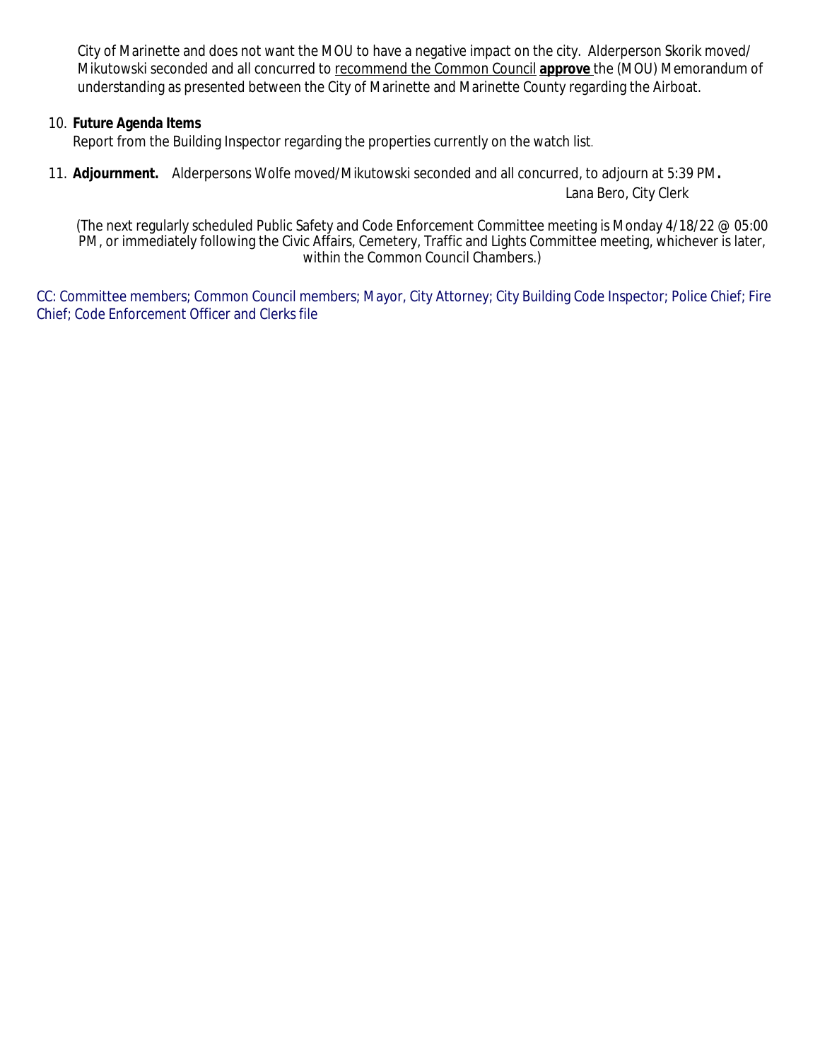City of Marinette and does not want the MOU to have a negative impact on the city. Alderperson Skorik moved/ Mikutowski seconded and all concurred to recommend the Common Council **approve** the (MOU) Memorandum of understanding as presented between the City of Marinette and Marinette County regarding the Airboat.

10. **Future Agenda Items**
    Report from the Building Inspector regarding the properties currently on the watch list.

11. **Adjournment.** Alderpersons Wolfe moved/Mikutowski seconded and all concurred, to adjourn at 5:39 PM**.**

Lana Bero, City Clerk

(The next regularly scheduled Public Safety and Code Enforcement Committee meeting is Monday 4/18/22 @ 05:00 PM, or immediately following the Civic Affairs, Cemetery, Traffic and Lights Committee meeting, whichever is later, within the Common Council Chambers.)

CC: Committee members; Common Council members; Mayor, City Attorney; City Building Code Inspector; Police Chief; Fire Chief; Code Enforcement Officer and Clerks file